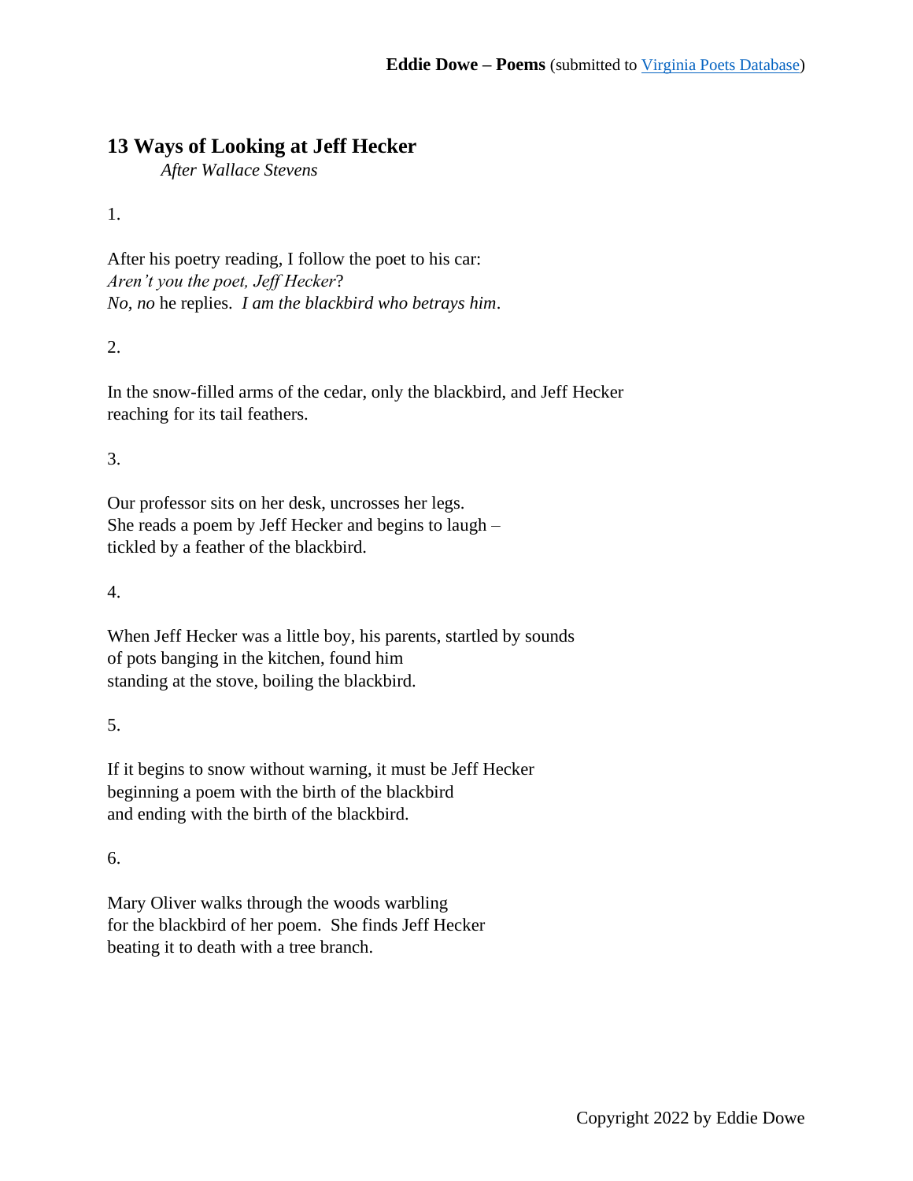## 13 Ways of Looking at Jeff Hecker

*After Wallace Stevens*

1.

After his poetry reading, I follow the poet to his car:  
*Aren't you the poet, Jeff Hecker*?  
*No, no* he replies. *I am the blackbird who betrays him*.

2.

In the snow-filled arms of the cedar, only the blackbird, and Jeff Hecker  
reaching for its tail feathers.

3.

Our professor sits on her desk, uncrosses her legs.  
She reads a poem by Jeff Hecker and begins to laugh –  
tickled by a feather of the blackbird.

4.

When Jeff Hecker was a little boy, his parents, startled by sounds  
of pots banging in the kitchen, found him  
standing at the stove, boiling the blackbird.

5.

If it begins to snow without warning, it must be Jeff Hecker  
beginning a poem with the birth of the blackbird  
and ending with the birth of the blackbird.

6.

Mary Oliver walks through the woods warbling  
for the blackbird of her poem. She finds Jeff Hecker  
beating it to death with a tree branch.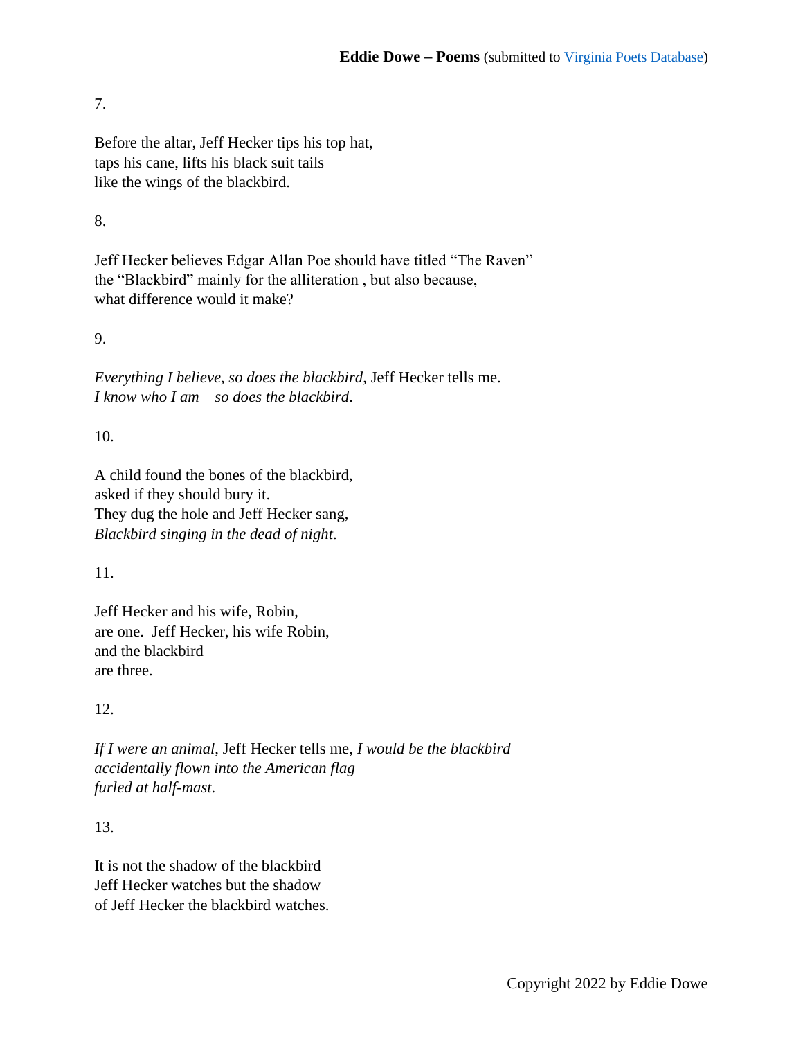7.

Before the altar, Jeff Hecker tips his top hat,
taps his cane, lifts his black suit tails
like the wings of the blackbird.

8.

Jeff Hecker believes Edgar Allan Poe should have titled "The Raven"
the "Blackbird" mainly for the alliteration , but also because,
what difference would it make?

9.

*Everything I believe, so does the blackbird,* Jeff Hecker tells me.
*I know who I am – so does the blackbird.*

10.

A child found the bones of the blackbird,
asked if they should bury it.
They dug the hole and Jeff Hecker sang,
*Blackbird singing in the dead of night.*

11.

Jeff Hecker and his wife, Robin,
are one.  Jeff Hecker, his wife Robin,
and the blackbird
are three.

12.

*If I were an animal,* Jeff Hecker tells me, *I would be the blackbird*
*accidentally flown into the American flag*
*furled at half-mast.*

13.

It is not the shadow of the blackbird
Jeff Hecker watches but the shadow
of Jeff Hecker the blackbird watches.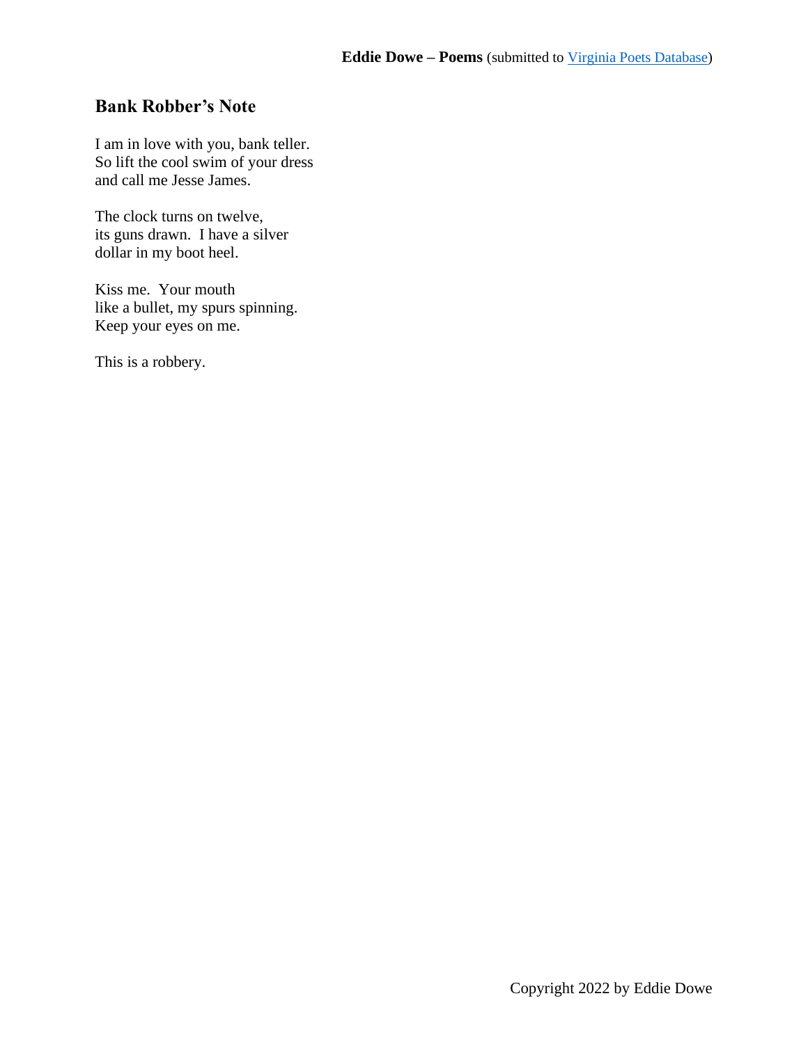## Bank Robber's Note

I am in love with you, bank teller.
So lift the cool swim of your dress
and call me Jesse James.

The clock turns on twelve,
its guns drawn.  I have a silver
dollar in my boot heel.

Kiss me.  Your mouth
like a bullet, my spurs spinning.
Keep your eyes on me.

This is a robbery.

Copyright 2022 by Eddie Dowe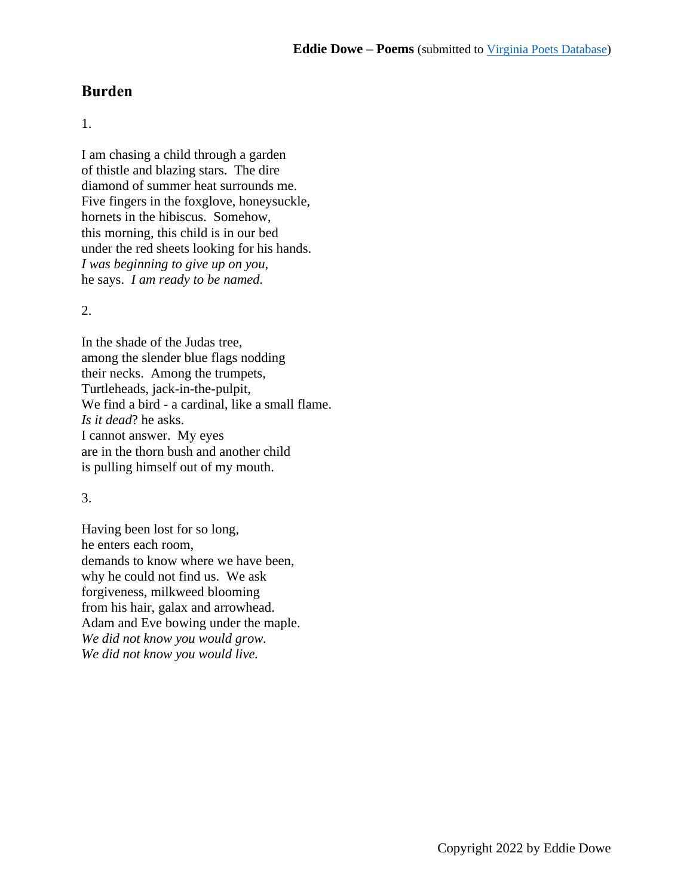## Burden

1.

I am chasing a child through a garden
of thistle and blazing stars. The dire
diamond of summer heat surrounds me.
Five fingers in the foxglove, honeysuckle,
hornets in the hibiscus. Somehow,
this morning, this child is in our bed
under the red sheets looking for his hands.
*I was beginning to give up on you*,
he says. *I am ready to be named.*

2.

In the shade of the Judas tree,
among the slender blue flags nodding
their necks. Among the trumpets,
Turtleheads, jack-in-the-pulpit,
We find a bird - a cardinal, like a small flame.
*Is it dead*? he asks.
I cannot answer. My eyes
are in the thorn bush and another child
is pulling himself out of my mouth.

3.

Having been lost for so long,
he enters each room,
demands to know where we have been,
why he could not find us. We ask
forgiveness, milkweed blooming
from his hair, galax and arrowhead.
Adam and Eve bowing under the maple.
*We did not know you would grow.*
*We did not know you would live.*